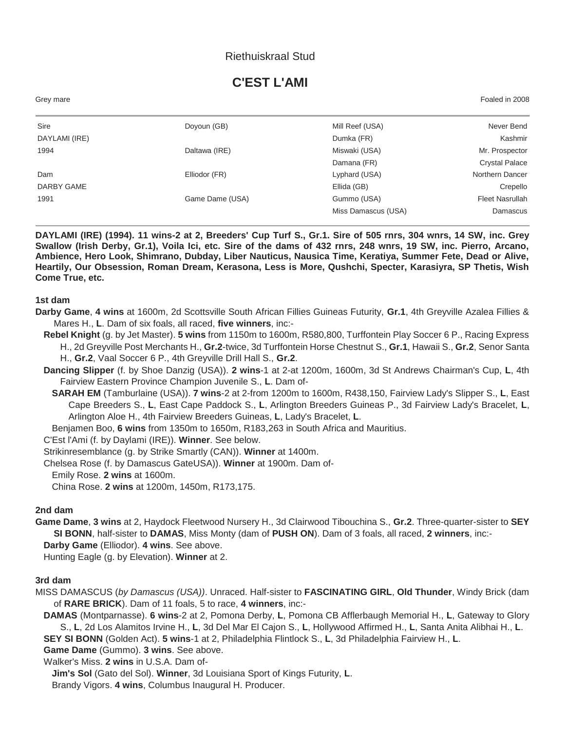Riethuiskraal Stud

# C'EST L'AMI

Grey mare Foaled in 2008

| | | | |
|---|---|---|---|
| Sire | Doyoun (GB) | Mill Reef (USA) | Never Bend |
| DAYLAMI (IRE) | | Dumka (FR) | Kashmir |
| 1994 | Daltawa (IRE) | Miswaki (USA) | Mr. Prospector |
| | | Damana (FR) | Crystal Palace |
| Dam | Elliodor (FR) | Lyphard (USA) | Northern Dancer |
| DARBY GAME | | Ellida (GB) | Crepello |
| 1991 | Game Dame (USA) | Gummo (USA) | Fleet Nasrullah |
| | | Miss Damascus (USA) | Damascus |

**DAYLAMI (IRE) (1994). 11 wins-2 at 2, Breeders' Cup Turf S., Gr.1. Sire of 505 rnrs, 304 wnrs, 14 SW, inc. Grey Swallow (Irish Derby, Gr.1), Voila Ici, etc. Sire of the dams of 432 rnrs, 248 wnrs, 19 SW, inc. Pierro, Arcano, Ambience, Hero Look, Shimrano, Dubday, Liber Nauticus, Nausica Time, Keratiya, Summer Fete, Dead or Alive, Heartily, Our Obsession, Roman Dream, Kerasona, Less is More, Qushchi, Specter, Karasiyra, SP Thetis, Wish Come True, etc.**

### 1st dam

**Darby Game**, **4 wins** at 1600m, 2d Scottsville South African Fillies Guineas Futurity, **Gr.1**, 4th Greyville Azalea Fillies & Mares H., **L**. Dam of six foals, all raced, **five winners**, inc:-

- **Rebel Knight** (g. by Jet Master). **5 wins** from 1150m to 1600m, R580,800, Turffontein Play Soccer 6 P., Racing Express H., 2d Greyville Post Merchants H., **Gr.2**-twice, 3d Turffontein Horse Chestnut S., **Gr.1**, Hawaii S., **Gr.2**, Senor Santa H., **Gr.2**, Vaal Soccer 6 P., 4th Greyville Drill Hall S., **Gr.2**.
- **Dancing Slipper** (f. by Shoe Danzig (USA)). **2 wins**-1 at 2-at 1200m, 1600m, 3d St Andrews Chairman's Cup, **L**, 4th Fairview Eastern Province Champion Juvenile S., **L**. Dam of-
  - **SARAH EM** (Tamburlaine (USA)). **7 wins**-2 at 2-from 1200m to 1600m, R438,150, Fairview Lady's Slipper S., **L**, East Cape Breeders S., **L**, East Cape Paddock S., **L**, Arlington Breeders Guineas P., 3d Fairview Lady's Bracelet, **L**, Arlington Aloe H., 4th Fairview Breeders Guineas, **L**, Lady's Bracelet, **L**.
  - Benjamen Boo, **6 wins** from 1350m to 1650m, R183,263 in South Africa and Mauritius.
- C'Est l'Ami (f. by Daylami (IRE)). **Winner**. See below.
- Strikinresemblance (g. by Strike Smartly (CAN)). **Winner** at 1400m.
- Chelsea Rose (f. by Damascus GateUSA)). **Winner** at 1900m. Dam of-
  - Emily Rose. **2 wins** at 1600m.
  - China Rose. **2 wins** at 1200m, 1450m, R173,175.

### 2nd dam

**Game Dame**, **3 wins** at 2, Haydock Fleetwood Nursery H., 3d Clairwood Tibouchina S., **Gr.2**. Three-quarter-sister to **SEY SI BONN**, half-sister to **DAMAS**, Miss Monty (dam of **PUSH ON**). Dam of 3 foals, all raced, **2 winners**, inc:-

- **Darby Game** (Elliodor). **4 wins**. See above.
- Hunting Eagle (g. by Elevation). **Winner** at 2.

### 3rd dam

MISS DAMASCUS (*by Damascus (USA))*. Unraced. Half-sister to **FASCINATING GIRL**, **Old Thunder**, Windy Brick (dam of **RARE BRICK**). Dam of 11 foals, 5 to race, **4 winners**, inc:-

- **DAMAS** (Montparnasse). **6 wins**-2 at 2, Pomona Derby, **L**, Pomona CB Afflerbaugh Memorial H., **L**, Gateway to Glory S., **L**, 2d Los Alamitos Irvine H., **L**, 3d Del Mar El Cajon S., **L**, Hollywood Affirmed H., **L**, Santa Anita Alibhai H., **L**.
- **SEY SI BONN** (Golden Act). **5 wins**-1 at 2, Philadelphia Flintlock S., **L**, 3d Philadelphia Fairview H., **L**.
- **Game Dame** (Gummo). **3 wins**. See above.
- Walker's Miss. **2 wins** in U.S.A. Dam of-
  - **Jim's Sol** (Gato del Sol). **Winner**, 3d Louisiana Sport of Kings Futurity, **L**.
  - Brandy Vigors. **4 wins**, Columbus Inaugural H. Producer.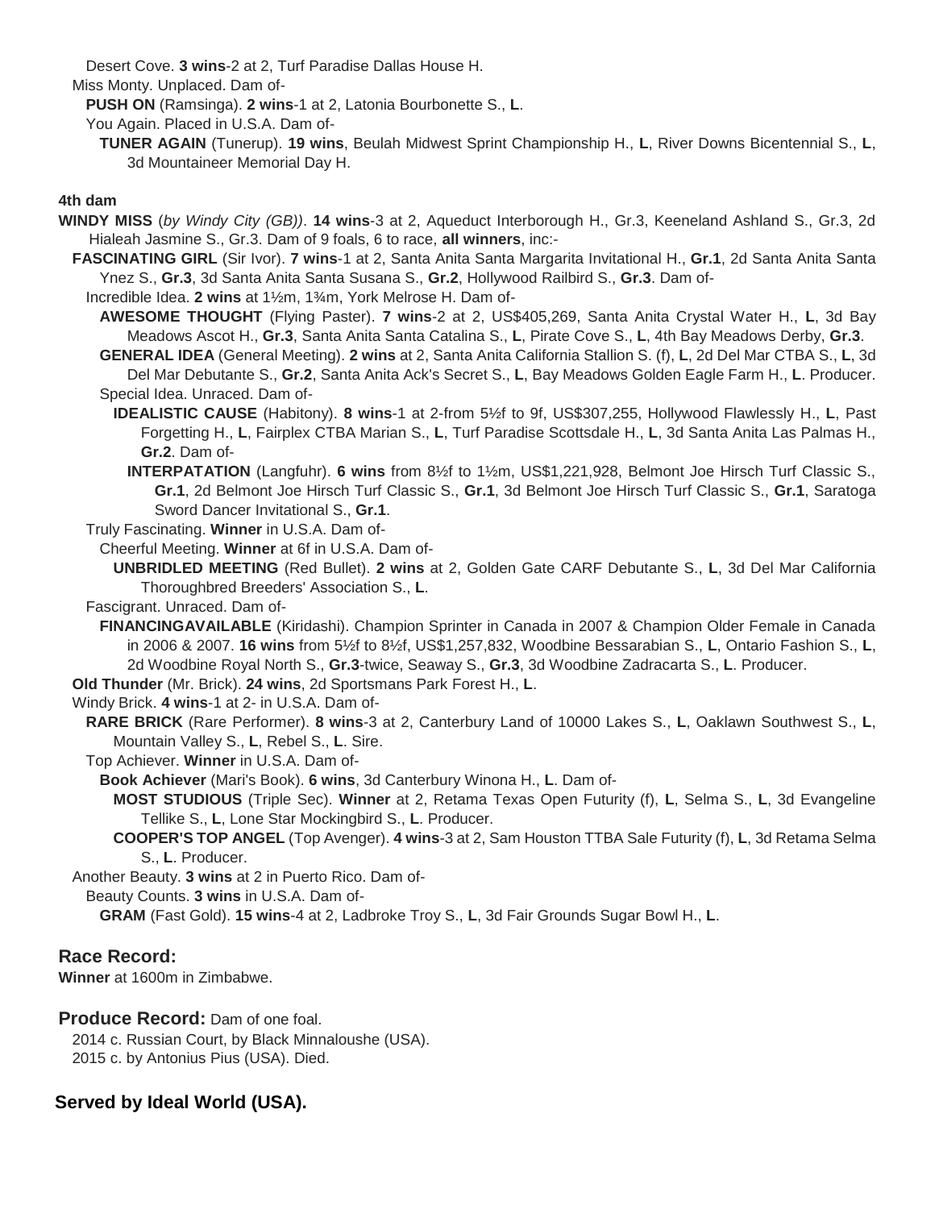Desert Cove. **3 wins**-2 at 2, Turf Paradise Dallas House H.

Miss Monty. Unplaced. Dam of-

**PUSH ON** (Ramsinga). **2 wins**-1 at 2, Latonia Bourbonette S., **L**.

You Again. Placed in U.S.A. Dam of-

**TUNER AGAIN** (Tunerup). **19 wins**, Beulah Midwest Sprint Championship H., **L**, River Downs Bicentennial S., **L**, 3d Mountaineer Memorial Day H.

**4th dam**

**WINDY MISS** (*by Windy City (GB))*. **14 wins**-3 at 2, Aqueduct Interborough H., Gr.3, Keeneland Ashland S., Gr.3, 2d Hialeah Jasmine S., Gr.3. Dam of 9 foals, 6 to race, **all winners**, inc:-

**FASCINATING GIRL** (Sir Ivor). **7 wins**-1 at 2, Santa Anita Santa Margarita Invitational H., **Gr.1**, 2d Santa Anita Santa Ynez S., **Gr.3**, 3d Santa Anita Santa Susana S., **Gr.2**, Hollywood Railbird S., **Gr.3**. Dam of-

Incredible Idea. **2 wins** at 1½m, 1¾m, York Melrose H. Dam of-

**AWESOME THOUGHT** (Flying Paster). **7 wins**-2 at 2, US$405,269, Santa Anita Crystal Water H., **L**, 3d Bay Meadows Ascot H., **Gr.3**, Santa Anita Santa Catalina S., **L**, Pirate Cove S., **L**, 4th Bay Meadows Derby, **Gr.3**.

**GENERAL IDEA** (General Meeting). **2 wins** at 2, Santa Anita California Stallion S. (f), **L**, 2d Del Mar CTBA S., **L**, 3d Del Mar Debutante S., **Gr.2**, Santa Anita Ack's Secret S., **L**, Bay Meadows Golden Eagle Farm H., **L**. Producer.

Special Idea. Unraced. Dam of-

**IDEALISTIC CAUSE** (Habitony). **8 wins**-1 at 2-from 5½f to 9f, US$307,255, Hollywood Flawlessly H., **L**, Past Forgetting H., **L**, Fairplex CTBA Marian S., **L**, Turf Paradise Scottsdale H., **L**, 3d Santa Anita Las Palmas H., **Gr.2**. Dam of-

**INTERPATATION** (Langfuhr). **6 wins** from 8½f to 1½m, US$1,221,928, Belmont Joe Hirsch Turf Classic S., **Gr.1**, 2d Belmont Joe Hirsch Turf Classic S., **Gr.1**, 3d Belmont Joe Hirsch Turf Classic S., **Gr.1**, Saratoga Sword Dancer Invitational S., **Gr.1**.

Truly Fascinating. **Winner** in U.S.A. Dam of-

Cheerful Meeting. **Winner** at 6f in U.S.A. Dam of-

**UNBRIDLED MEETING** (Red Bullet). **2 wins** at 2, Golden Gate CARF Debutante S., **L**, 3d Del Mar California Thoroughbred Breeders' Association S., **L**.

Fascigrant. Unraced. Dam of-

**FINANCINGAVAILABLE** (Kiridashi). Champion Sprinter in Canada in 2007 & Champion Older Female in Canada in 2006 & 2007. **16 wins** from 5½f to 8½f, US$1,257,832, Woodbine Bessarabian S., **L**, Ontario Fashion S., **L**, 2d Woodbine Royal North S., **Gr.3**-twice, Seaway S., **Gr.3**, 3d Woodbine Zadracarta S., **L**. Producer.

**Old Thunder** (Mr. Brick). **24 wins**, 2d Sportsmans Park Forest H., **L**.

Windy Brick. **4 wins**-1 at 2- in U.S.A. Dam of-

**RARE BRICK** (Rare Performer). **8 wins**-3 at 2, Canterbury Land of 10000 Lakes S., **L**, Oaklawn Southwest S., **L**, Mountain Valley S., **L**, Rebel S., **L**. Sire.

Top Achiever. **Winner** in U.S.A. Dam of-

**Book Achiever** (Mari's Book). **6 wins**, 3d Canterbury Winona H., **L**. Dam of-

**MOST STUDIOUS** (Triple Sec). **Winner** at 2, Retama Texas Open Futurity (f), **L**, Selma S., **L**, 3d Evangeline Tellike S., **L**, Lone Star Mockingbird S., **L**. Producer.

**COOPER'S TOP ANGEL** (Top Avenger). **4 wins**-3 at 2, Sam Houston TTBA Sale Futurity (f), **L**, 3d Retama Selma S., **L**. Producer.

Another Beauty. **3 wins** at 2 in Puerto Rico. Dam of-

Beauty Counts. **3 wins** in U.S.A. Dam of-

**GRAM** (Fast Gold). **15 wins**-4 at 2, Ladbroke Troy S., **L**, 3d Fair Grounds Sugar Bowl H., **L**.

## Race Record:

**Winner** at 1600m in Zimbabwe.

## Produce Record: Dam of one foal.

2014 c. Russian Court, by Black Minnaloushe (USA).

2015 c. by Antonius Pius (USA). Died.

## Served by Ideal World (USA).